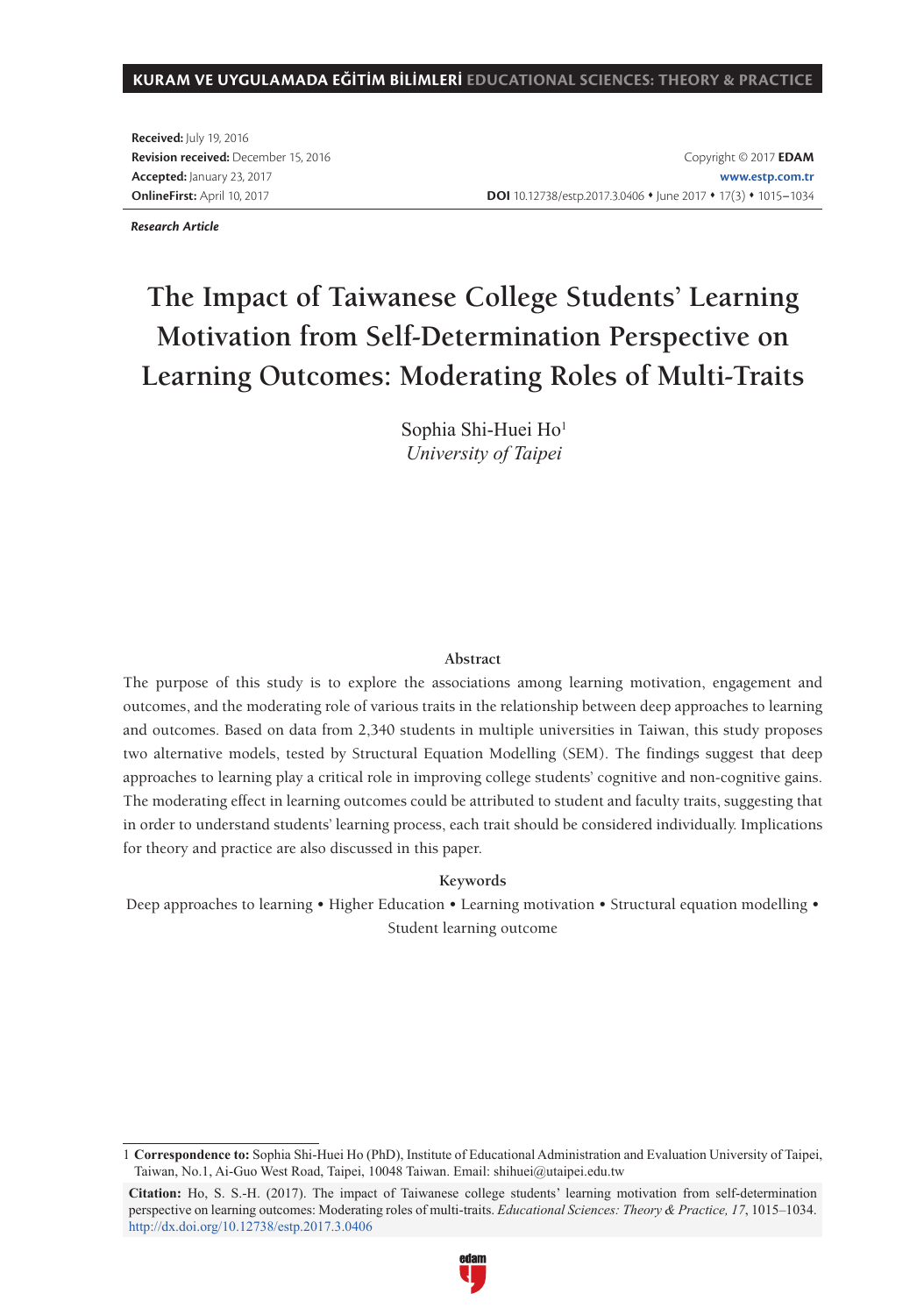**Received:** July 19, 2016
**Revision received:** December 15, 2016
**Accepted:** January 23, 2017
**OnlineFirst:** April 10, 2017

Copyright © 2017 **EDAM**
**www.estp.com.tr**
**DOI** 10.12738/estp.2017.3.0406 • June 2017 • 17(3) • 1015–1034

***Research Article***

# The Impact of Taiwanese College Students' Learning Motivation from Self-Determination Perspective on Learning Outcomes: Moderating Roles of Multi-Traits

Sophia Shi-Huei Ho[1]
*University of Taipei*

### Abstract

The purpose of this study is to explore the associations among learning motivation, engagement and outcomes, and the moderating role of various traits in the relationship between deep approaches to learning and outcomes. Based on data from 2,340 students in multiple universities in Taiwan, this study proposes two alternative models, tested by Structural Equation Modelling (SEM). The findings suggest that deep approaches to learning play a critical role in improving college students' cognitive and non-cognitive gains. The moderating effect in learning outcomes could be attributed to student and faculty traits, suggesting that in order to understand students' learning process, each trait should be considered individually. Implications for theory and practice are also discussed in this paper.

### Keywords

Deep approaches to learning • Higher Education • Learning motivation • Structural equation modelling • Student learning outcome

---

1 **Correspondence to:** Sophia Shi-Huei Ho (PhD), Institute of Educational Administration and Evaluation University of Taipei, Taiwan, No.1, Ai-Guo West Road, Taipei, 10048 Taiwan. Email: shihuei@utaipei.edu.tw

**Citation:** Ho, S. S.-H. (2017). The impact of Taiwanese college students' learning motivation from self-determination perspective on learning outcomes: Moderating roles of multi-traits. *Educational Sciences: Theory & Practice, 17*, 1015–1034. http://dx.doi.org/10.12738/estp.2017.3.0406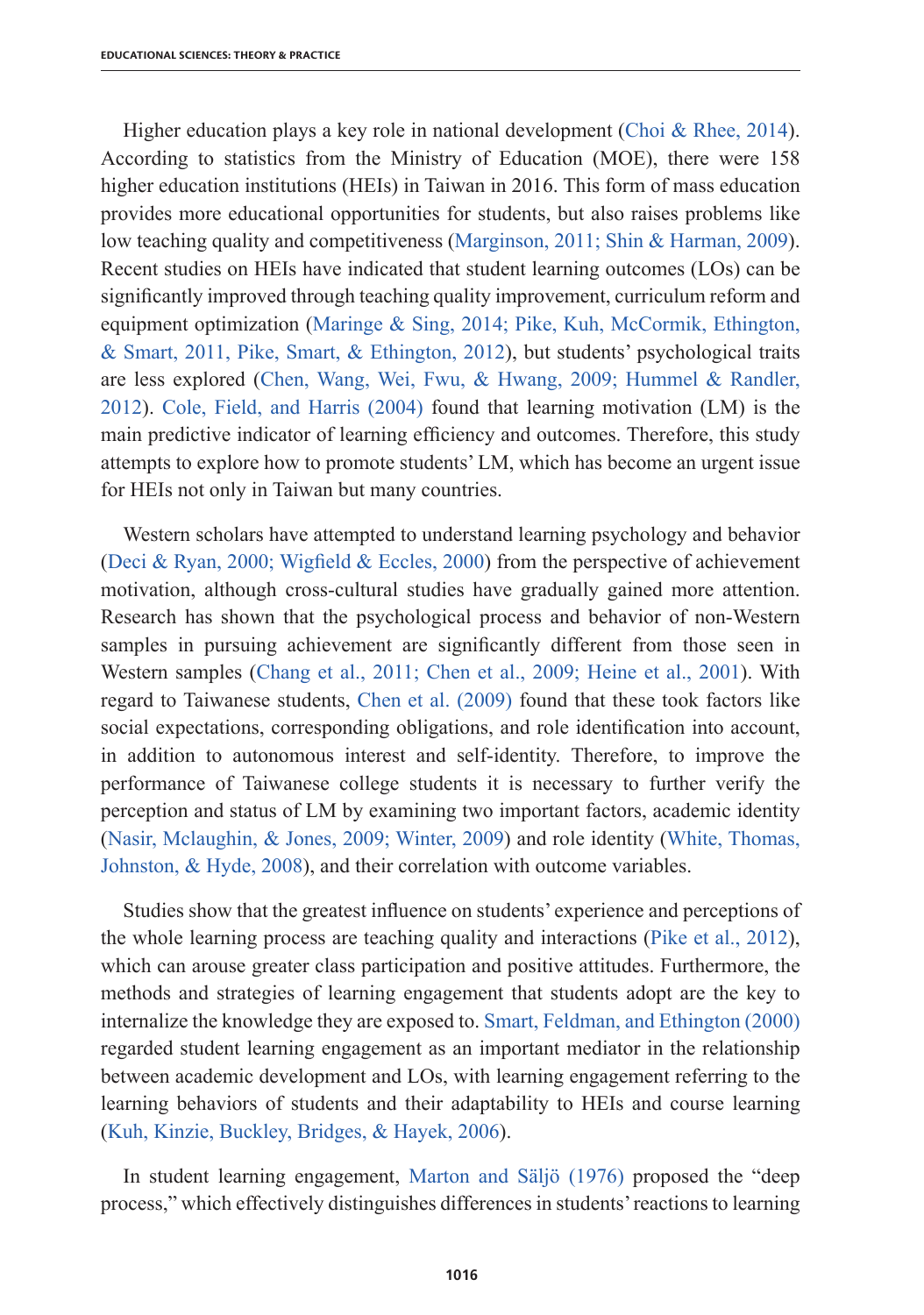Higher education plays a key role in national development (Choi & Rhee, 2014). According to statistics from the Ministry of Education (MOE), there were 158 higher education institutions (HEIs) in Taiwan in 2016. This form of mass education provides more educational opportunities for students, but also raises problems like low teaching quality and competitiveness (Marginson, 2011; Shin & Harman, 2009). Recent studies on HEIs have indicated that student learning outcomes (LOs) can be significantly improved through teaching quality improvement, curriculum reform and equipment optimization (Maringe & Sing, 2014; Pike, Kuh, McCormik, Ethington, & Smart, 2011, Pike, Smart, & Ethington, 2012), but students' psychological traits are less explored (Chen, Wang, Wei, Fwu, & Hwang, 2009; Hummel & Randler, 2012). Cole, Field, and Harris (2004) found that learning motivation (LM) is the main predictive indicator of learning efficiency and outcomes. Therefore, this study attempts to explore how to promote students' LM, which has become an urgent issue for HEIs not only in Taiwan but many countries.

Western scholars have attempted to understand learning psychology and behavior (Deci & Ryan, 2000; Wigfield & Eccles, 2000) from the perspective of achievement motivation, although cross-cultural studies have gradually gained more attention. Research has shown that the psychological process and behavior of non-Western samples in pursuing achievement are significantly different from those seen in Western samples (Chang et al., 2011; Chen et al., 2009; Heine et al., 2001). With regard to Taiwanese students, Chen et al. (2009) found that these took factors like social expectations, corresponding obligations, and role identification into account, in addition to autonomous interest and self-identity. Therefore, to improve the performance of Taiwanese college students it is necessary to further verify the perception and status of LM by examining two important factors, academic identity (Nasir, Mclaughin, & Jones, 2009; Winter, 2009) and role identity (White, Thomas, Johnston, & Hyde, 2008), and their correlation with outcome variables.

Studies show that the greatest influence on students' experience and perceptions of the whole learning process are teaching quality and interactions (Pike et al., 2012), which can arouse greater class participation and positive attitudes. Furthermore, the methods and strategies of learning engagement that students adopt are the key to internalize the knowledge they are exposed to. Smart, Feldman, and Ethington (2000) regarded student learning engagement as an important mediator in the relationship between academic development and LOs, with learning engagement referring to the learning behaviors of students and their adaptability to HEIs and course learning (Kuh, Kinzie, Buckley, Bridges, & Hayek, 2006).

In student learning engagement, Marton and Säljö (1976) proposed the "deep process," which effectively distinguishes differences in students' reactions to learning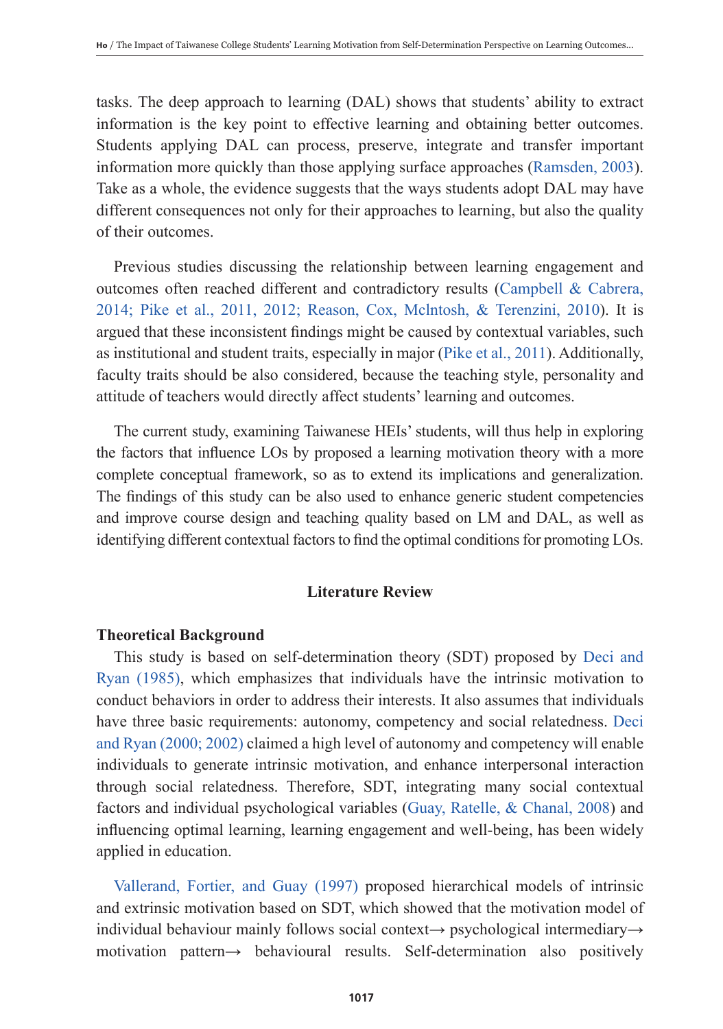tasks. The deep approach to learning (DAL) shows that students' ability to extract information is the key point to effective learning and obtaining better outcomes. Students applying DAL can process, preserve, integrate and transfer important information more quickly than those applying surface approaches (Ramsden, 2003). Take as a whole, the evidence suggests that the ways students adopt DAL may have different consequences not only for their approaches to learning, but also the quality of their outcomes.

Previous studies discussing the relationship between learning engagement and outcomes often reached different and contradictory results (Campbell & Cabrera, 2014; Pike et al., 2011, 2012; Reason, Cox, Mclntosh, & Terenzini, 2010). It is argued that these inconsistent findings might be caused by contextual variables, such as institutional and student traits, especially in major (Pike et al., 2011). Additionally, faculty traits should be also considered, because the teaching style, personality and attitude of teachers would directly affect students' learning and outcomes.

The current study, examining Taiwanese HEIs' students, will thus help in exploring the factors that influence LOs by proposed a learning motivation theory with a more complete conceptual framework, so as to extend its implications and generalization. The findings of this study can be also used to enhance generic student competencies and improve course design and teaching quality based on LM and DAL, as well as identifying different contextual factors to find the optimal conditions for promoting LOs.

## Literature Review

### Theoretical Background

This study is based on self-determination theory (SDT) proposed by Deci and Ryan (1985), which emphasizes that individuals have the intrinsic motivation to conduct behaviors in order to address their interests. It also assumes that individuals have three basic requirements: autonomy, competency and social relatedness. Deci and Ryan (2000; 2002) claimed a high level of autonomy and competency will enable individuals to generate intrinsic motivation, and enhance interpersonal interaction through social relatedness. Therefore, SDT, integrating many social contextual factors and individual psychological variables (Guay, Ratelle, & Chanal, 2008) and influencing optimal learning, learning engagement and well-being, has been widely applied in education.

Vallerand, Fortier, and Guay (1997) proposed hierarchical models of intrinsic and extrinsic motivation based on SDT, which showed that the motivation model of individual behaviour mainly follows social context→ psychological intermediary→ motivation pattern→ behavioural results. Self-determination also positively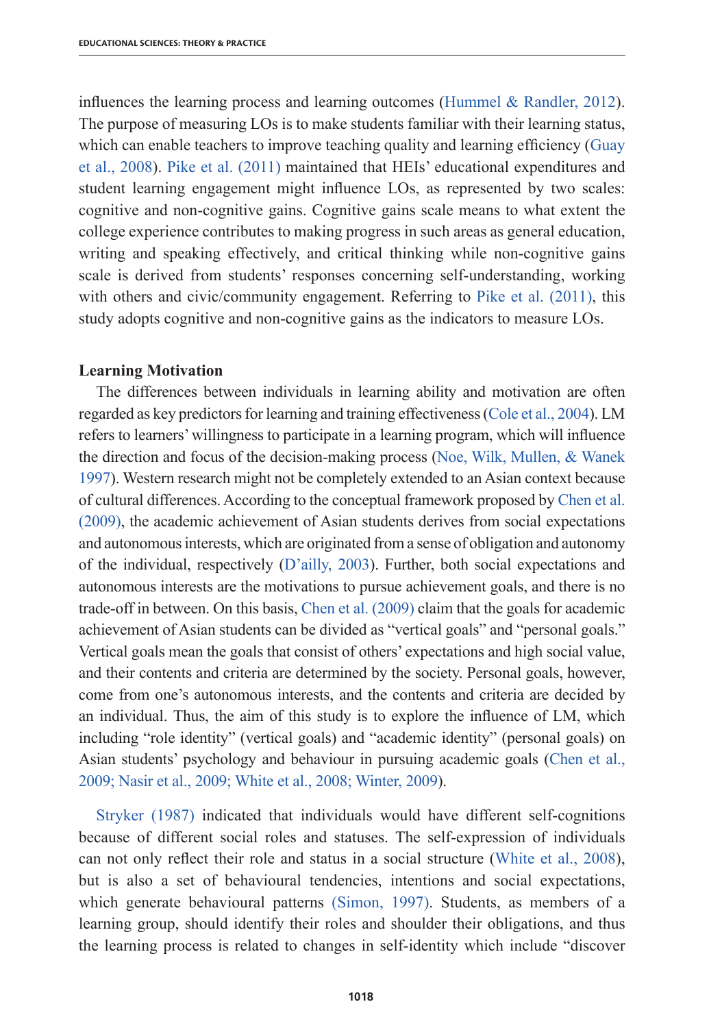influences the learning process and learning outcomes (Hummel & Randler, 2012). The purpose of measuring LOs is to make students familiar with their learning status, which can enable teachers to improve teaching quality and learning efficiency (Guay et al., 2008). Pike et al. (2011) maintained that HEIs' educational expenditures and student learning engagement might influence LOs, as represented by two scales: cognitive and non-cognitive gains. Cognitive gains scale means to what extent the college experience contributes to making progress in such areas as general education, writing and speaking effectively, and critical thinking while non-cognitive gains scale is derived from students' responses concerning self-understanding, working with others and civic/community engagement. Referring to Pike et al. (2011), this study adopts cognitive and non-cognitive gains as the indicators to measure LOs.

**Learning Motivation**

The differences between individuals in learning ability and motivation are often regarded as key predictors for learning and training effectiveness (Cole et al., 2004). LM refers to learners' willingness to participate in a learning program, which will influence the direction and focus of the decision-making process (Noe, Wilk, Mullen, & Wanek 1997). Western research might not be completely extended to an Asian context because of cultural differences. According to the conceptual framework proposed by Chen et al. (2009), the academic achievement of Asian students derives from social expectations and autonomous interests, which are originated from a sense of obligation and autonomy of the individual, respectively (D'ailly, 2003). Further, both social expectations and autonomous interests are the motivations to pursue achievement goals, and there is no trade-off in between. On this basis, Chen et al. (2009) claim that the goals for academic achievement of Asian students can be divided as "vertical goals" and "personal goals." Vertical goals mean the goals that consist of others' expectations and high social value, and their contents and criteria are determined by the society. Personal goals, however, come from one's autonomous interests, and the contents and criteria are decided by an individual. Thus, the aim of this study is to explore the influence of LM, which including "role identity" (vertical goals) and "academic identity" (personal goals) on Asian students' psychology and behaviour in pursuing academic goals (Chen et al., 2009; Nasir et al., 2009; White et al., 2008; Winter, 2009).

Stryker (1987) indicated that individuals would have different self-cognitions because of different social roles and statuses. The self-expression of individuals can not only reflect their role and status in a social structure (White et al., 2008), but is also a set of behavioural tendencies, intentions and social expectations, which generate behavioural patterns (Simon, 1997). Students, as members of a learning group, should identify their roles and shoulder their obligations, and thus the learning process is related to changes in self-identity which include "discover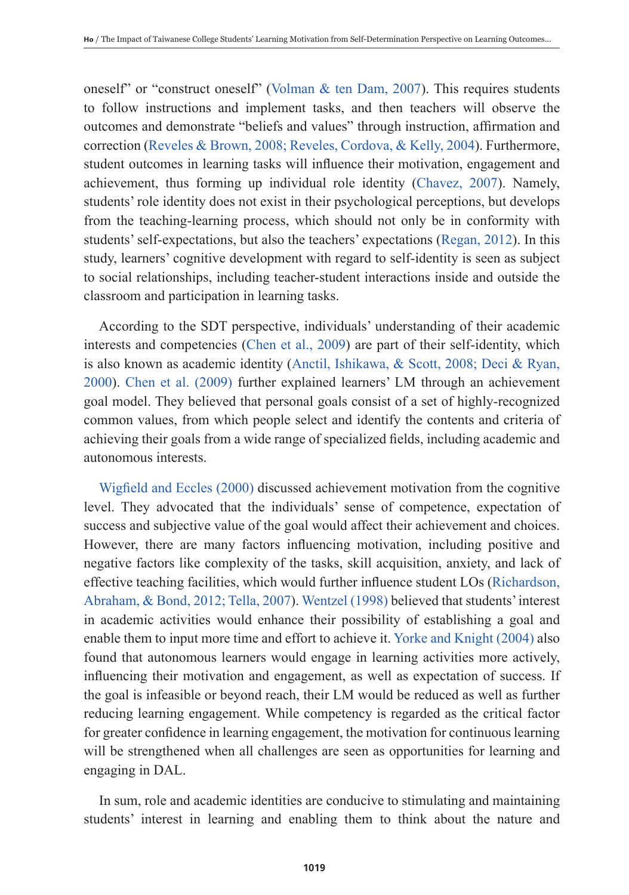oneself" or "construct oneself" (Volman & ten Dam, 2007). This requires students to follow instructions and implement tasks, and then teachers will observe the outcomes and demonstrate "beliefs and values" through instruction, affirmation and correction (Reveles & Brown, 2008; Reveles, Cordova, & Kelly, 2004). Furthermore, student outcomes in learning tasks will influence their motivation, engagement and achievement, thus forming up individual role identity (Chavez, 2007). Namely, students' role identity does not exist in their psychological perceptions, but develops from the teaching-learning process, which should not only be in conformity with students' self-expectations, but also the teachers' expectations (Regan, 2012). In this study, learners' cognitive development with regard to self-identity is seen as subject to social relationships, including teacher-student interactions inside and outside the classroom and participation in learning tasks.

According to the SDT perspective, individuals' understanding of their academic interests and competencies (Chen et al., 2009) are part of their self-identity, which is also known as academic identity (Anctil, Ishikawa, & Scott, 2008; Deci & Ryan, 2000). Chen et al. (2009) further explained learners' LM through an achievement goal model. They believed that personal goals consist of a set of highly-recognized common values, from which people select and identify the contents and criteria of achieving their goals from a wide range of specialized fields, including academic and autonomous interests.

Wigfield and Eccles (2000) discussed achievement motivation from the cognitive level. They advocated that the individuals' sense of competence, expectation of success and subjective value of the goal would affect their achievement and choices. However, there are many factors influencing motivation, including positive and negative factors like complexity of the tasks, skill acquisition, anxiety, and lack of effective teaching facilities, which would further influence student LOs (Richardson, Abraham, & Bond, 2012; Tella, 2007). Wentzel (1998) believed that students' interest in academic activities would enhance their possibility of establishing a goal and enable them to input more time and effort to achieve it. Yorke and Knight (2004) also found that autonomous learners would engage in learning activities more actively, influencing their motivation and engagement, as well as expectation of success. If the goal is infeasible or beyond reach, their LM would be reduced as well as further reducing learning engagement. While competency is regarded as the critical factor for greater confidence in learning engagement, the motivation for continuous learning will be strengthened when all challenges are seen as opportunities for learning and engaging in DAL.

In sum, role and academic identities are conducive to stimulating and maintaining students' interest in learning and enabling them to think about the nature and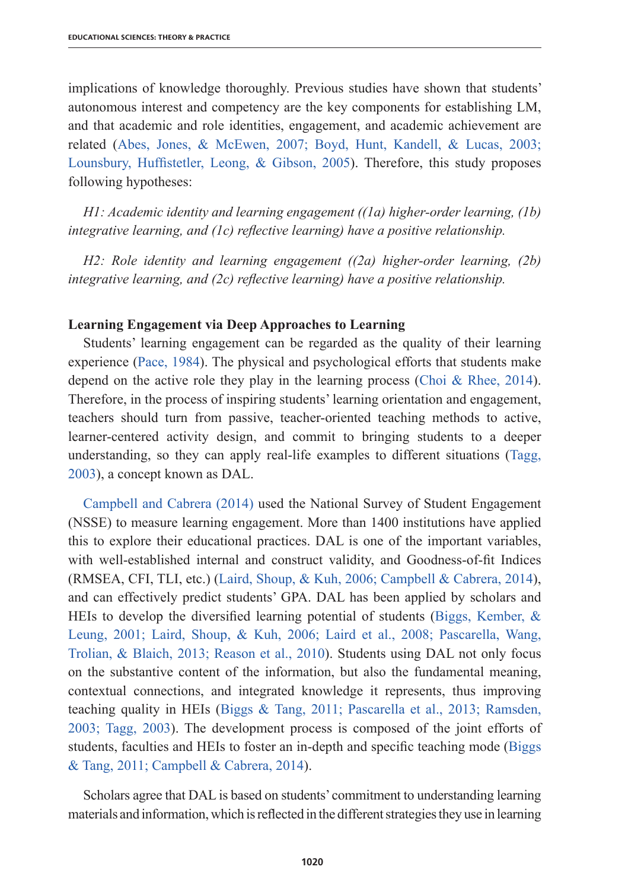implications of knowledge thoroughly. Previous studies have shown that students' autonomous interest and competency are the key components for establishing LM, and that academic and role identities, engagement, and academic achievement are related (Abes, Jones, & McEwen, 2007; Boyd, Hunt, Kandell, & Lucas, 2003; Lounsbury, Huffistetler, Leong, & Gibson, 2005). Therefore, this study proposes following hypotheses:

*H1: Academic identity and learning engagement ((1a) higher-order learning, (1b) integrative learning, and (1c) reflective learning) have a positive relationship.*

*H2: Role identity and learning engagement ((2a) higher-order learning, (2b) integrative learning, and (2c) reflective learning) have a positive relationship.*

**Learning Engagement via Deep Approaches to Learning**

Students' learning engagement can be regarded as the quality of their learning experience (Pace, 1984). The physical and psychological efforts that students make depend on the active role they play in the learning process (Choi & Rhee, 2014). Therefore, in the process of inspiring students' learning orientation and engagement, teachers should turn from passive, teacher-oriented teaching methods to active, learner-centered activity design, and commit to bringing students to a deeper understanding, so they can apply real-life examples to different situations (Tagg, 2003), a concept known as DAL.

Campbell and Cabrera (2014) used the National Survey of Student Engagement (NSSE) to measure learning engagement. More than 1400 institutions have applied this to explore their educational practices. DAL is one of the important variables, with well-established internal and construct validity, and Goodness-of-fit Indices (RMSEA, CFI, TLI, etc.) (Laird, Shoup, & Kuh, 2006; Campbell & Cabrera, 2014), and can effectively predict students' GPA. DAL has been applied by scholars and HEIs to develop the diversified learning potential of students (Biggs, Kember, & Leung, 2001; Laird, Shoup, & Kuh, 2006; Laird et al., 2008; Pascarella, Wang, Trolian, & Blaich, 2013; Reason et al., 2010). Students using DAL not only focus on the substantive content of the information, but also the fundamental meaning, contextual connections, and integrated knowledge it represents, thus improving teaching quality in HEIs (Biggs & Tang, 2011; Pascarella et al., 2013; Ramsden, 2003; Tagg, 2003). The development process is composed of the joint efforts of students, faculties and HEIs to foster an in-depth and specific teaching mode (Biggs & Tang, 2011; Campbell & Cabrera, 2014).

Scholars agree that DAL is based on students' commitment to understanding learning materials and information, which is reflected in the different strategies they use in learning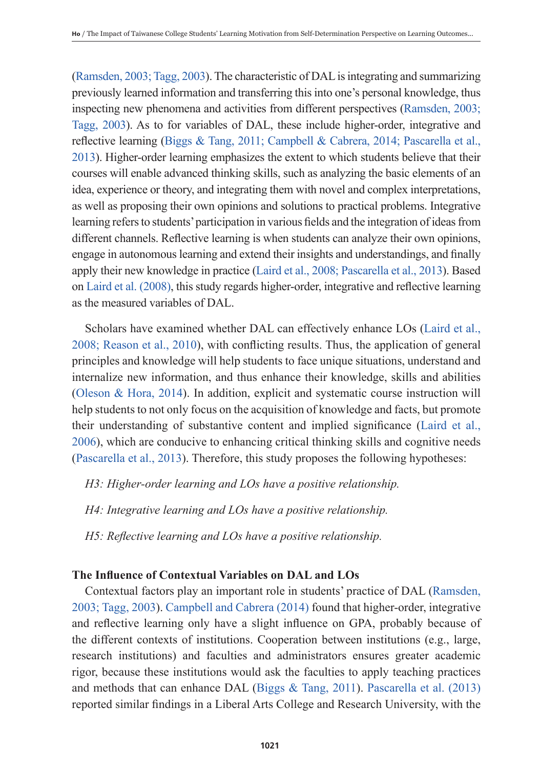(Ramsden, 2003; Tagg, 2003). The characteristic of DAL is integrating and summarizing previously learned information and transferring this into one's personal knowledge, thus inspecting new phenomena and activities from different perspectives (Ramsden, 2003; Tagg, 2003). As to for variables of DAL, these include higher-order, integrative and reflective learning (Biggs & Tang, 2011; Campbell & Cabrera, 2014; Pascarella et al., 2013). Higher-order learning emphasizes the extent to which students believe that their courses will enable advanced thinking skills, such as analyzing the basic elements of an idea, experience or theory, and integrating them with novel and complex interpretations, as well as proposing their own opinions and solutions to practical problems. Integrative learning refers to students' participation in various fields and the integration of ideas from different channels. Reflective learning is when students can analyze their own opinions, engage in autonomous learning and extend their insights and understandings, and finally apply their new knowledge in practice (Laird et al., 2008; Pascarella et al., 2013). Based on Laird et al. (2008), this study regards higher-order, integrative and reflective learning as the measured variables of DAL.

Scholars have examined whether DAL can effectively enhance LOs (Laird et al., 2008; Reason et al., 2010), with conflicting results. Thus, the application of general principles and knowledge will help students to face unique situations, understand and internalize new information, and thus enhance their knowledge, skills and abilities (Oleson & Hora, 2014). In addition, explicit and systematic course instruction will help students to not only focus on the acquisition of knowledge and facts, but promote their understanding of substantive content and implied significance (Laird et al., 2006), which are conducive to enhancing critical thinking skills and cognitive needs (Pascarella et al., 2013). Therefore, this study proposes the following hypotheses:

*H3: Higher-order learning and LOs have a positive relationship.*

*H4: Integrative learning and LOs have a positive relationship.*

*H5: Reflective learning and LOs have a positive relationship.*

### The Influence of Contextual Variables on DAL and LOs

Contextual factors play an important role in students' practice of DAL (Ramsden, 2003; Tagg, 2003). Campbell and Cabrera (2014) found that higher-order, integrative and reflective learning only have a slight influence on GPA, probably because of the different contexts of institutions. Cooperation between institutions (e.g., large, research institutions) and faculties and administrators ensures greater academic rigor, because these institutions would ask the faculties to apply teaching practices and methods that can enhance DAL (Biggs & Tang, 2011). Pascarella et al. (2013) reported similar findings in a Liberal Arts College and Research University, with the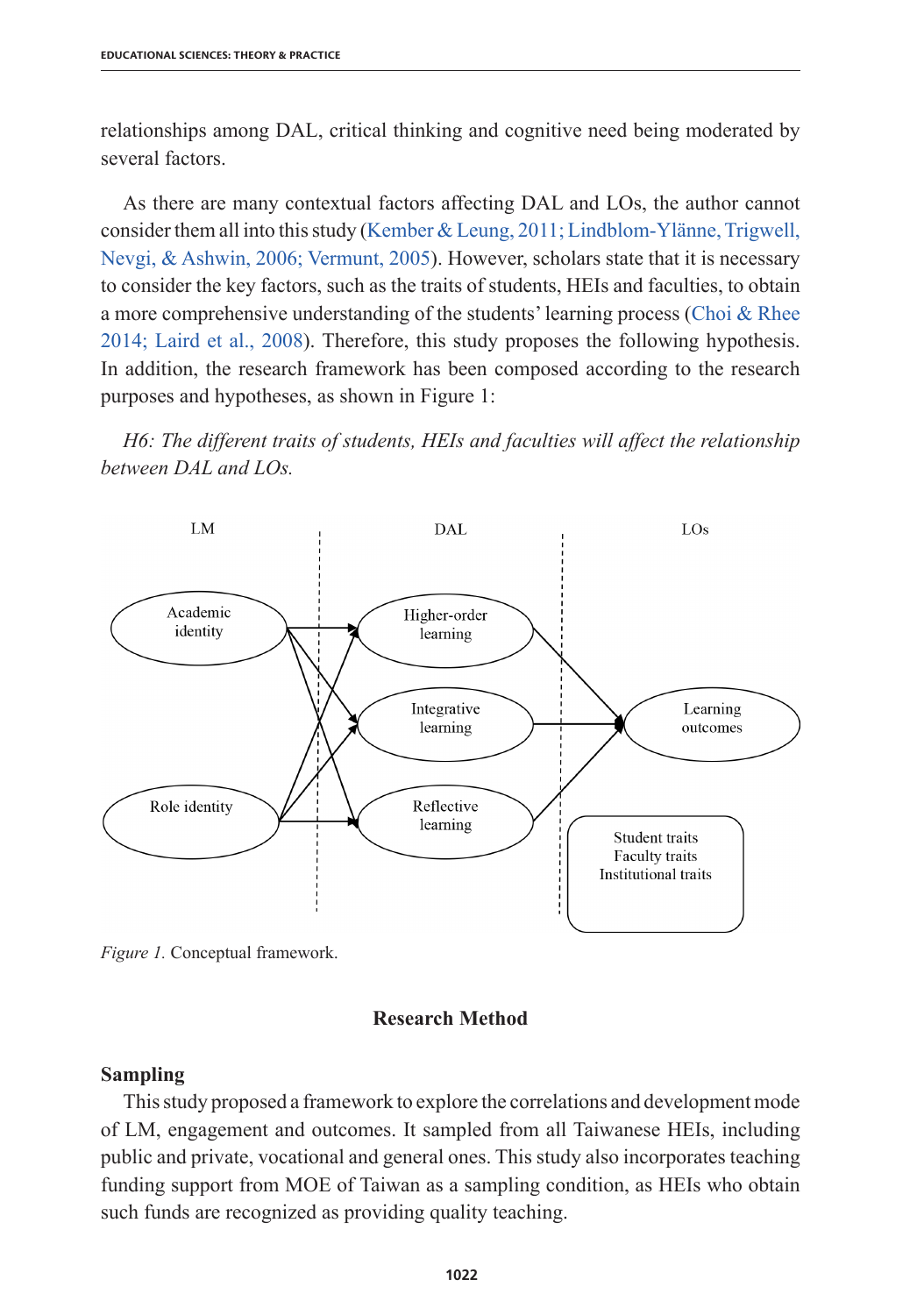relationships among DAL, critical thinking and cognitive need being moderated by several factors.

As there are many contextual factors affecting DAL and LOs, the author cannot consider them all into this study (Kember & Leung, 2011; Lindblom-Ylänne, Trigwell, Nevgi, & Ashwin, 2006; Vermunt, 2005). However, scholars state that it is necessary to consider the key factors, such as the traits of students, HEIs and faculties, to obtain a more comprehensive understanding of the students' learning process (Choi & Rhee 2014; Laird et al., 2008). Therefore, this study proposes the following hypothesis. In addition, the research framework has been composed according to the research purposes and hypotheses, as shown in Figure 1:

*H6: The different traits of students, HEIs and faculties will affect the relationship between DAL and LOs.*

*Figure 1.* Conceptual framework.

## Research Method

### Sampling

This study proposed a framework to explore the correlations and development mode of LM, engagement and outcomes. It sampled from all Taiwanese HEIs, including public and private, vocational and general ones. This study also incorporates teaching funding support from MOE of Taiwan as a sampling condition, as HEIs who obtain such funds are recognized as providing quality teaching.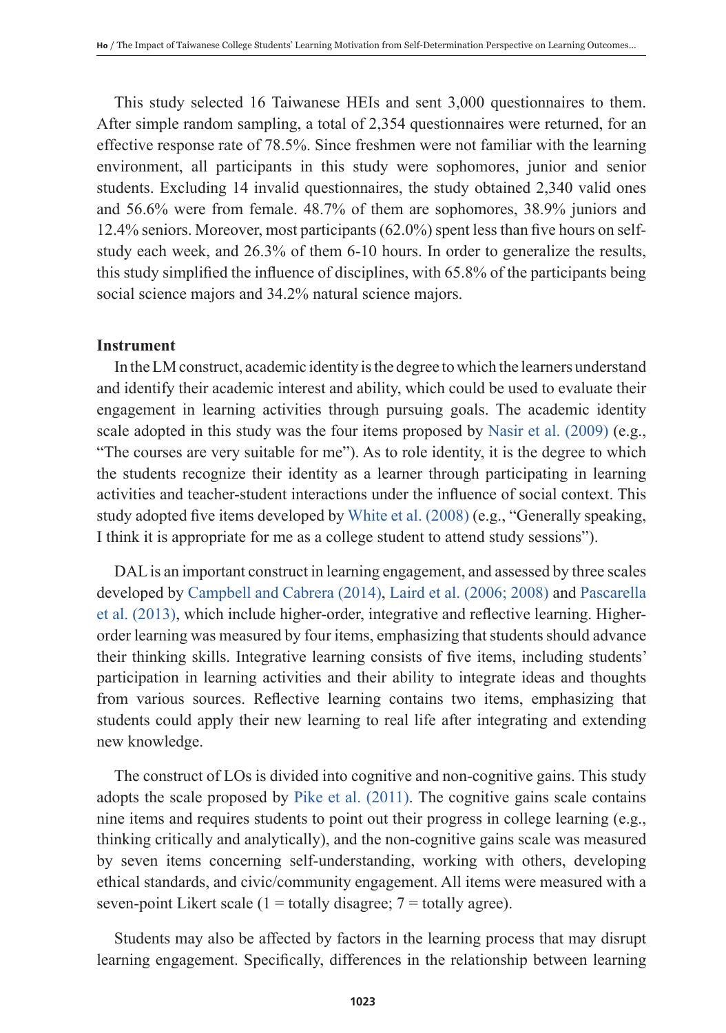This study selected 16 Taiwanese HEIs and sent 3,000 questionnaires to them. After simple random sampling, a total of 2,354 questionnaires were returned, for an effective response rate of 78.5%. Since freshmen were not familiar with the learning environment, all participants in this study were sophomores, junior and senior students. Excluding 14 invalid questionnaires, the study obtained 2,340 valid ones and 56.6% were from female. 48.7% of them are sophomores, 38.9% juniors and 12.4% seniors. Moreover, most participants (62.0%) spent less than five hours on self-study each week, and 26.3% of them 6-10 hours. In order to generalize the results, this study simplified the influence of disciplines, with 65.8% of the participants being social science majors and 34.2% natural science majors.

**Instrument**

In the LM construct, academic identity is the degree to which the learners understand and identify their academic interest and ability, which could be used to evaluate their engagement in learning activities through pursuing goals. The academic identity scale adopted in this study was the four items proposed by Nasir et al. (2009) (e.g., "The courses are very suitable for me"). As to role identity, it is the degree to which the students recognize their identity as a learner through participating in learning activities and teacher-student interactions under the influence of social context. This study adopted five items developed by White et al. (2008) (e.g., "Generally speaking, I think it is appropriate for me as a college student to attend study sessions").

DAL is an important construct in learning engagement, and assessed by three scales developed by Campbell and Cabrera (2014), Laird et al. (2006; 2008) and Pascarella et al. (2013), which include higher-order, integrative and reflective learning. Higher-order learning was measured by four items, emphasizing that students should advance their thinking skills. Integrative learning consists of five items, including students' participation in learning activities and their ability to integrate ideas and thoughts from various sources. Reflective learning contains two items, emphasizing that students could apply their new learning to real life after integrating and extending new knowledge.

The construct of LOs is divided into cognitive and non-cognitive gains. This study adopts the scale proposed by Pike et al. (2011). The cognitive gains scale contains nine items and requires students to point out their progress in college learning (e.g., thinking critically and analytically), and the non-cognitive gains scale was measured by seven items concerning self-understanding, working with others, developing ethical standards, and civic/community engagement. All items were measured with a seven-point Likert scale (1 = totally disagree; 7 = totally agree).

Students may also be affected by factors in the learning process that may disrupt learning engagement. Specifically, differences in the relationship between learning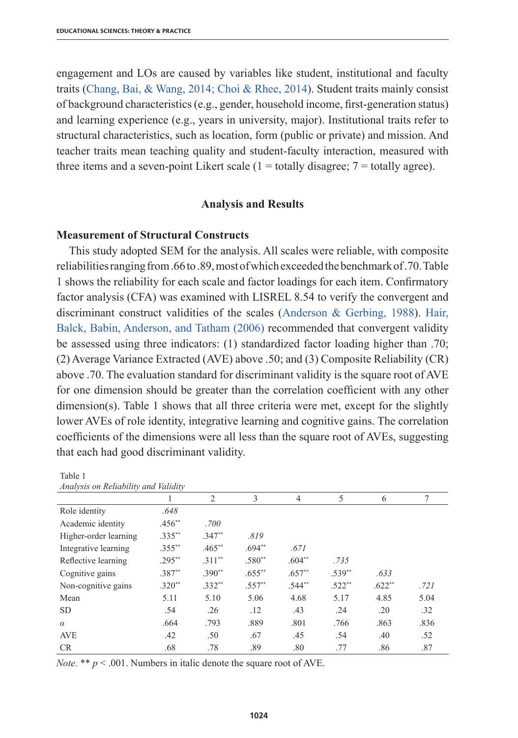engagement and LOs are caused by variables like student, institutional and faculty traits (Chang, Bai, & Wang, 2014; Choi & Rhee, 2014). Student traits mainly consist of background characteristics (e.g., gender, household income, first-generation status) and learning experience (e.g., years in university, major). Institutional traits refer to structural characteristics, such as location, form (public or private) and mission. And teacher traits mean teaching quality and student-faculty interaction, measured with three items and a seven-point Likert scale (1 = totally disagree; 7 = totally agree).

## Analysis and Results

### Measurement of Structural Constructs

This study adopted SEM for the analysis. All scales were reliable, with composite reliabilities ranging from .66 to .89, most of which exceeded the benchmark of .70. Table 1 shows the reliability for each scale and factor loadings for each item. Confirmatory factor analysis (CFA) was examined with LISREL 8.54 to verify the convergent and discriminant construct validities of the scales (Anderson & Gerbing, 1988). Hair, Balck, Babin, Anderson, and Tatham (2006) recommended that convergent validity be assessed using three indicators: (1) standardized factor loading higher than .70; (2) Average Variance Extracted (AVE) above .50; and (3) Composite Reliability (CR) above .70. The evaluation standard for discriminant validity is the square root of AVE for one dimension should be greater than the correlation coefficient with any other dimension(s). Table 1 shows that all three criteria were met, except for the slightly lower AVEs of role identity, integrative learning and cognitive gains. The correlation coefficients of the dimensions were all less than the square root of AVEs, suggesting that each had good discriminant validity.

Table 1
*Analysis on Reliability and Validity*

| | 1 | 2 | 3 | 4 | 5 | 6 | 7 |
|---|---|---|---|---|---|---|---|
| Role identity | *.648* | | | | | | |
| Academic identity | .456** | *.700* | | | | | |
| Higher-order learning | .335** | .347** | *.819* | | | | |
| Integrative learning | .355** | .465** | .694** | *.671* | | | |
| Reflective learning | .295** | .311** | .580** | .604** | *.735* | | |
| Cognitive gains | .387** | .390** | .655** | .657** | .539** | *.633* | |
| Non-cognitive gains | .320** | .332** | .557** | .544** | .522** | .622** | *.721* |
| Mean | 5.11 | 5.10 | 5.06 | 4.68 | 5.17 | 4.85 | 5.04 |
| SD | .54 | .26 | .12 | .43 | .24 | .20 | .32 |
| $\alpha$ | .664 | .793 | .889 | .801 | .766 | .863 | .836 |
| AVE | .42 | .50 | .67 | .45 | .54 | .40 | .52 |
| CR | .68 | .78 | .89 | .80 | .77 | .86 | .87 |

*Note*. ** $p < .001$. Numbers in italic denote the square root of AVE.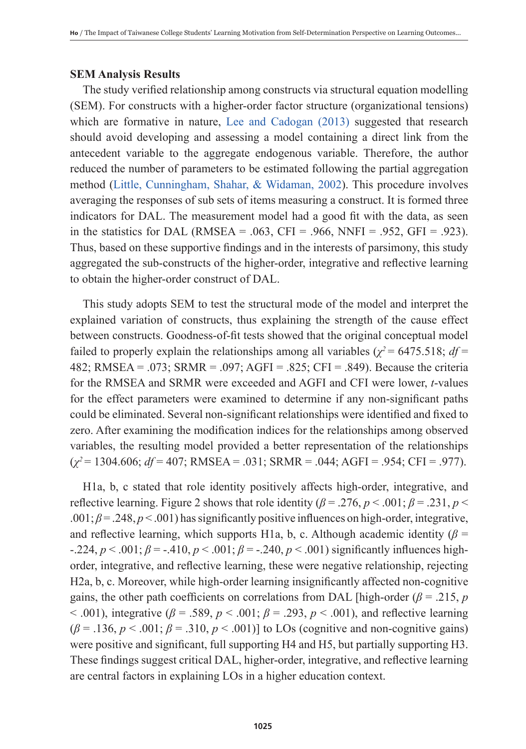### SEM Analysis Results

The study verified relationship among constructs via structural equation modelling (SEM). For constructs with a higher-order factor structure (organizational tensions) which are formative in nature, Lee and Cadogan (2013) suggested that research should avoid developing and assessing a model containing a direct link from the antecedent variable to the aggregate endogenous variable. Therefore, the author reduced the number of parameters to be estimated following the partial aggregation method (Little, Cunningham, Shahar, & Widaman, 2002). This procedure involves averaging the responses of sub sets of items measuring a construct. It is formed three indicators for DAL. The measurement model had a good fit with the data, as seen in the statistics for DAL (RMSEA = .063, CFI = .966, NNFI = .952, GFI = .923). Thus, based on these supportive findings and in the interests of parsimony, this study aggregated the sub-constructs of the higher-order, integrative and reflective learning to obtain the higher-order construct of DAL.

This study adopts SEM to test the structural mode of the model and interpret the explained variation of constructs, thus explaining the strength of the cause effect between constructs. Goodness-of-fit tests showed that the original conceptual model failed to properly explain the relationships among all variables ($\chi^2$ = 6475.518; *df* = 482; RMSEA = .073; SRMR = .097; AGFI = .825; CFI = .849). Because the criteria for the RMSEA and SRMR were exceeded and AGFI and CFI were lower, *t*-values for the effect parameters were examined to determine if any non-significant paths could be eliminated. Several non-significant relationships were identified and fixed to zero. After examining the modification indices for the relationships among observed variables, the resulting model provided a better representation of the relationships ($\chi^2$ = 1304.606; *df* = 407; RMSEA = .031; SRMR = .044; AGFI = .954; CFI = .977).

H1a, b, c stated that role identity positively affects high-order, integrative, and reflective learning. Figure 2 shows that role identity ($\beta$ = .276, $p$ < .001; $\beta$ = .231, $p$ < .001; $\beta$ = .248, $p$ < .001) has significantly positive influences on high-order, integrative, and reflective learning, which supports H1a, b, c. Although academic identity ($\beta$ = -.224, $p$ < .001; $\beta$ = -.410, $p$ < .001; $\beta$ = -.240, $p$ < .001) significantly influences high-order, integrative, and reflective learning, these were negative relationship, rejecting H2a, b, c. Moreover, while high-order learning insignificantly affected non-cognitive gains, the other path coefficients on correlations from DAL [high-order ($\beta$ = .215, $p$ < .001), integrative ($\beta$ = .589, $p$ < .001; $\beta$ = .293, $p$ < .001), and reflective learning ($\beta$ = .136, $p$ < .001; $\beta$ = .310, $p$ < .001)] to LOs (cognitive and non-cognitive gains) were positive and significant, full supporting H4 and H5, but partially supporting H3. These findings suggest critical DAL, higher-order, integrative, and reflective learning are central factors in explaining LOs in a higher education context.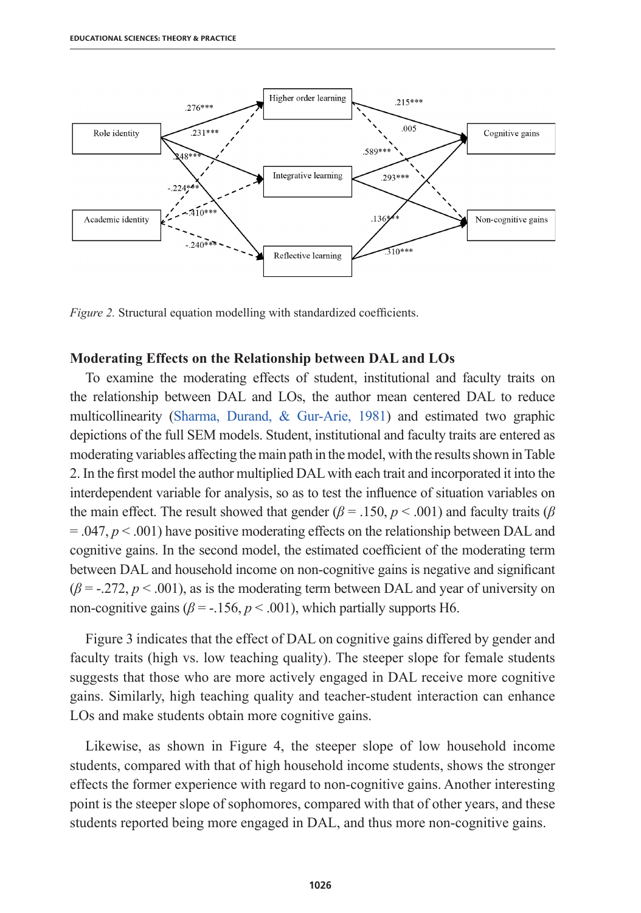*Figure 2.* Structural equation modelling with standardized coefficients.

### Moderating Effects on the Relationship between DAL and LOs

To examine the moderating effects of student, institutional and faculty traits on the relationship between DAL and LOs, the author mean centered DAL to reduce multicollinearity (Sharma, Durand, & Gur-Arie, 1981) and estimated two graphic depictions of the full SEM models. Student, institutional and faculty traits are entered as moderating variables affecting the main path in the model, with the results shown in Table 2. In the first model the author multiplied DAL with each trait and incorporated it into the interdependent variable for analysis, so as to test the influence of situation variables on the main effect. The result showed that gender ($\beta$ = .150, $p$ < .001) and faculty traits ($\beta$ = .047, $p$ < .001) have positive moderating effects on the relationship between DAL and cognitive gains. In the second model, the estimated coefficient of the moderating term between DAL and household income on non-cognitive gains is negative and significant ($\beta$ = -.272, $p$ < .001), as is the moderating term between DAL and year of university on non-cognitive gains ($\beta$ = -.156, $p$ < .001), which partially supports H6.

Figure 3 indicates that the effect of DAL on cognitive gains differed by gender and faculty traits (high vs. low teaching quality). The steeper slope for female students suggests that those who are more actively engaged in DAL receive more cognitive gains. Similarly, high teaching quality and teacher-student interaction can enhance LOs and make students obtain more cognitive gains.

Likewise, as shown in Figure 4, the steeper slope of low household income students, compared with that of high household income students, shows the stronger effects the former experience with regard to non-cognitive gains. Another interesting point is the steeper slope of sophomores, compared with that of other years, and these students reported being more engaged in DAL, and thus more non-cognitive gains.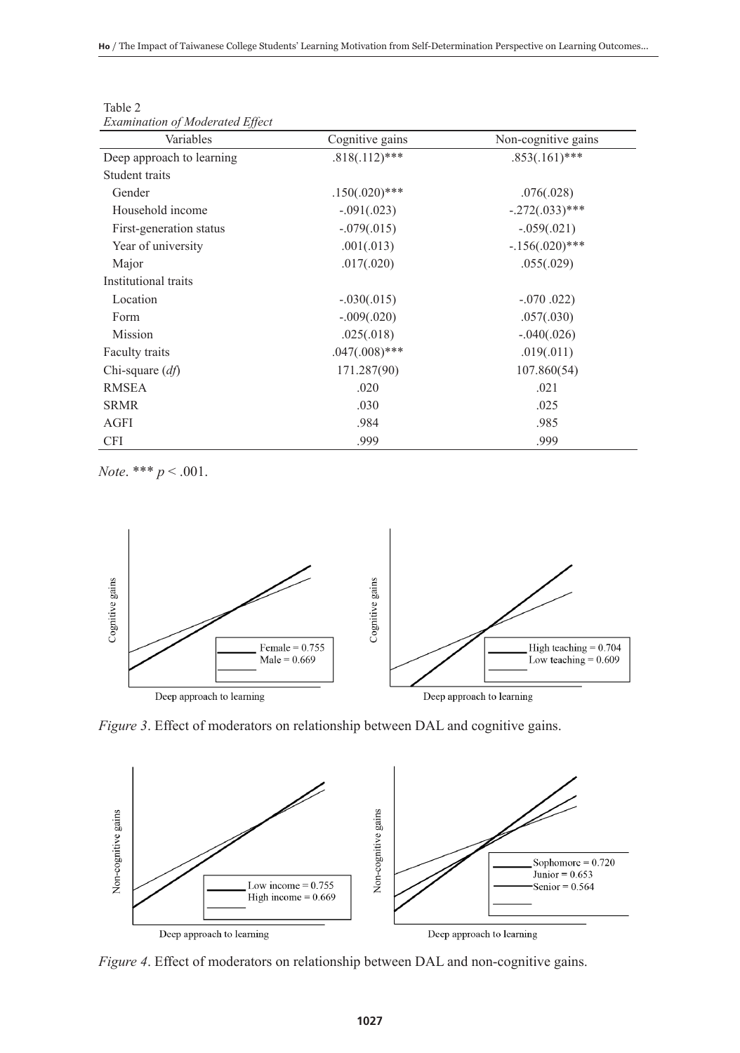Table 2
*Examination of Moderated Effect*

| Variables | Cognitive gains | Non-cognitive gains |
|---|---|---|
| Deep approach to learning | .818(.112)*** | .853(.161)*** |
| Student traits | | |
| Gender | .150(.020)*** | .076(.028) |
| Household income | -.091(.023) | -.272(.033)*** |
| First-generation status | -.079(.015) | -.059(.021) |
| Year of university | .001(.013) | -.156(.020)*** |
| Major | .017(.020) | .055(.029) |
| Institutional traits | | |
| Location | -.030(.015) | -.070 .022) |
| Form | -.009(.020) | .057(.030) |
| Mission | .025(.018) | -.040(.026) |
| Faculty traits | .047(.008)*** | .019(.011) |
| Chi-square (*df*) | 171.287(90) | 107.860(54) |
| RMSEA | .020 | .021 |
| SRMR | .030 | .025 |
| AGFI | .984 | .985 |
| CFI | .999 | .999 |

*Note*. *** $p < .001$.

*Figure 3*. Effect of moderators on relationship between DAL and cognitive gains.

*Figure 4*. Effect of moderators on relationship between DAL and non-cognitive gains.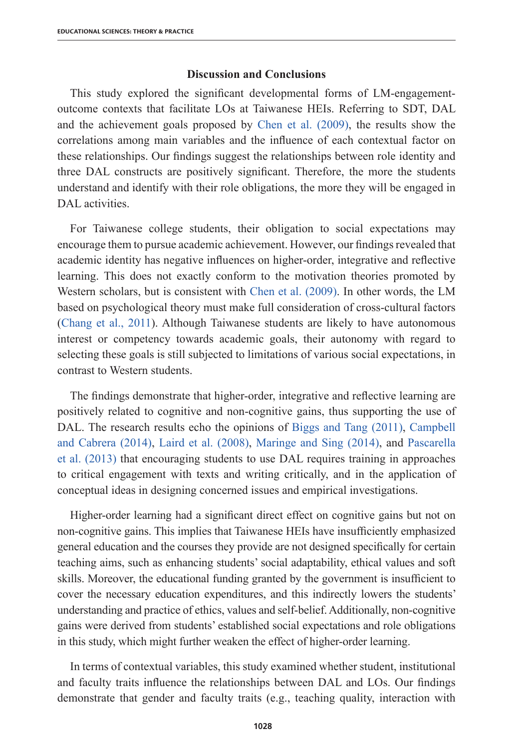## Discussion and Conclusions

This study explored the significant developmental forms of LM-engagement-outcome contexts that facilitate LOs at Taiwanese HEIs. Referring to SDT, DAL and the achievement goals proposed by Chen et al. (2009), the results show the correlations among main variables and the influence of each contextual factor on these relationships. Our findings suggest the relationships between role identity and three DAL constructs are positively significant. Therefore, the more the students understand and identify with their role obligations, the more they will be engaged in DAL activities.

For Taiwanese college students, their obligation to social expectations may encourage them to pursue academic achievement. However, our findings revealed that academic identity has negative influences on higher-order, integrative and reflective learning. This does not exactly conform to the motivation theories promoted by Western scholars, but is consistent with Chen et al. (2009). In other words, the LM based on psychological theory must make full consideration of cross-cultural factors (Chang et al., 2011). Although Taiwanese students are likely to have autonomous interest or competency towards academic goals, their autonomy with regard to selecting these goals is still subjected to limitations of various social expectations, in contrast to Western students.

The findings demonstrate that higher-order, integrative and reflective learning are positively related to cognitive and non-cognitive gains, thus supporting the use of DAL. The research results echo the opinions of Biggs and Tang (2011), Campbell and Cabrera (2014), Laird et al. (2008), Maringe and Sing (2014), and Pascarella et al. (2013) that encouraging students to use DAL requires training in approaches to critical engagement with texts and writing critically, and in the application of conceptual ideas in designing concerned issues and empirical investigations.

Higher-order learning had a significant direct effect on cognitive gains but not on non-cognitive gains. This implies that Taiwanese HEIs have insufficiently emphasized general education and the courses they provide are not designed specifically for certain teaching aims, such as enhancing students' social adaptability, ethical values and soft skills. Moreover, the educational funding granted by the government is insufficient to cover the necessary education expenditures, and this indirectly lowers the students' understanding and practice of ethics, values and self-belief. Additionally, non-cognitive gains were derived from students' established social expectations and role obligations in this study, which might further weaken the effect of higher-order learning.

In terms of contextual variables, this study examined whether student, institutional and faculty traits influence the relationships between DAL and LOs. Our findings demonstrate that gender and faculty traits (e.g., teaching quality, interaction with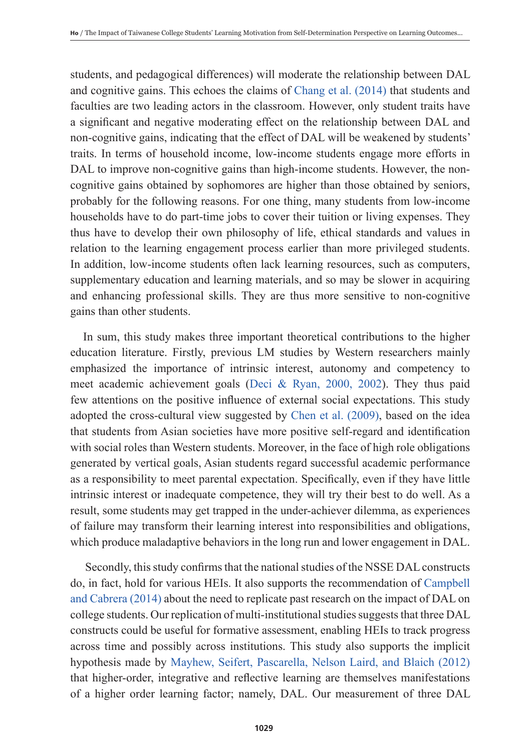students, and pedagogical differences) will moderate the relationship between DAL and cognitive gains. This echoes the claims of Chang et al. (2014) that students and faculties are two leading actors in the classroom. However, only student traits have a significant and negative moderating effect on the relationship between DAL and non-cognitive gains, indicating that the effect of DAL will be weakened by students' traits. In terms of household income, low-income students engage more efforts in DAL to improve non-cognitive gains than high-income students. However, the non-cognitive gains obtained by sophomores are higher than those obtained by seniors, probably for the following reasons. For one thing, many students from low-income households have to do part-time jobs to cover their tuition or living expenses. They thus have to develop their own philosophy of life, ethical standards and values in relation to the learning engagement process earlier than more privileged students. In addition, low-income students often lack learning resources, such as computers, supplementary education and learning materials, and so may be slower in acquiring and enhancing professional skills. They are thus more sensitive to non-cognitive gains than other students.

In sum, this study makes three important theoretical contributions to the higher education literature. Firstly, previous LM studies by Western researchers mainly emphasized the importance of intrinsic interest, autonomy and competency to meet academic achievement goals (Deci & Ryan, 2000, 2002). They thus paid few attentions on the positive influence of external social expectations. This study adopted the cross-cultural view suggested by Chen et al. (2009), based on the idea that students from Asian societies have more positive self-regard and identification with social roles than Western students. Moreover, in the face of high role obligations generated by vertical goals, Asian students regard successful academic performance as a responsibility to meet parental expectation. Specifically, even if they have little intrinsic interest or inadequate competence, they will try their best to do well. As a result, some students may get trapped in the under-achiever dilemma, as experiences of failure may transform their learning interest into responsibilities and obligations, which produce maladaptive behaviors in the long run and lower engagement in DAL.

Secondly, this study confirms that the national studies of the NSSE DAL constructs do, in fact, hold for various HEIs. It also supports the recommendation of Campbell and Cabrera (2014) about the need to replicate past research on the impact of DAL on college students. Our replication of multi-institutional studies suggests that three DAL constructs could be useful for formative assessment, enabling HEIs to track progress across time and possibly across institutions. This study also supports the implicit hypothesis made by Mayhew, Seifert, Pascarella, Nelson Laird, and Blaich (2012) that higher-order, integrative and reflective learning are themselves manifestations of a higher order learning factor; namely, DAL. Our measurement of three DAL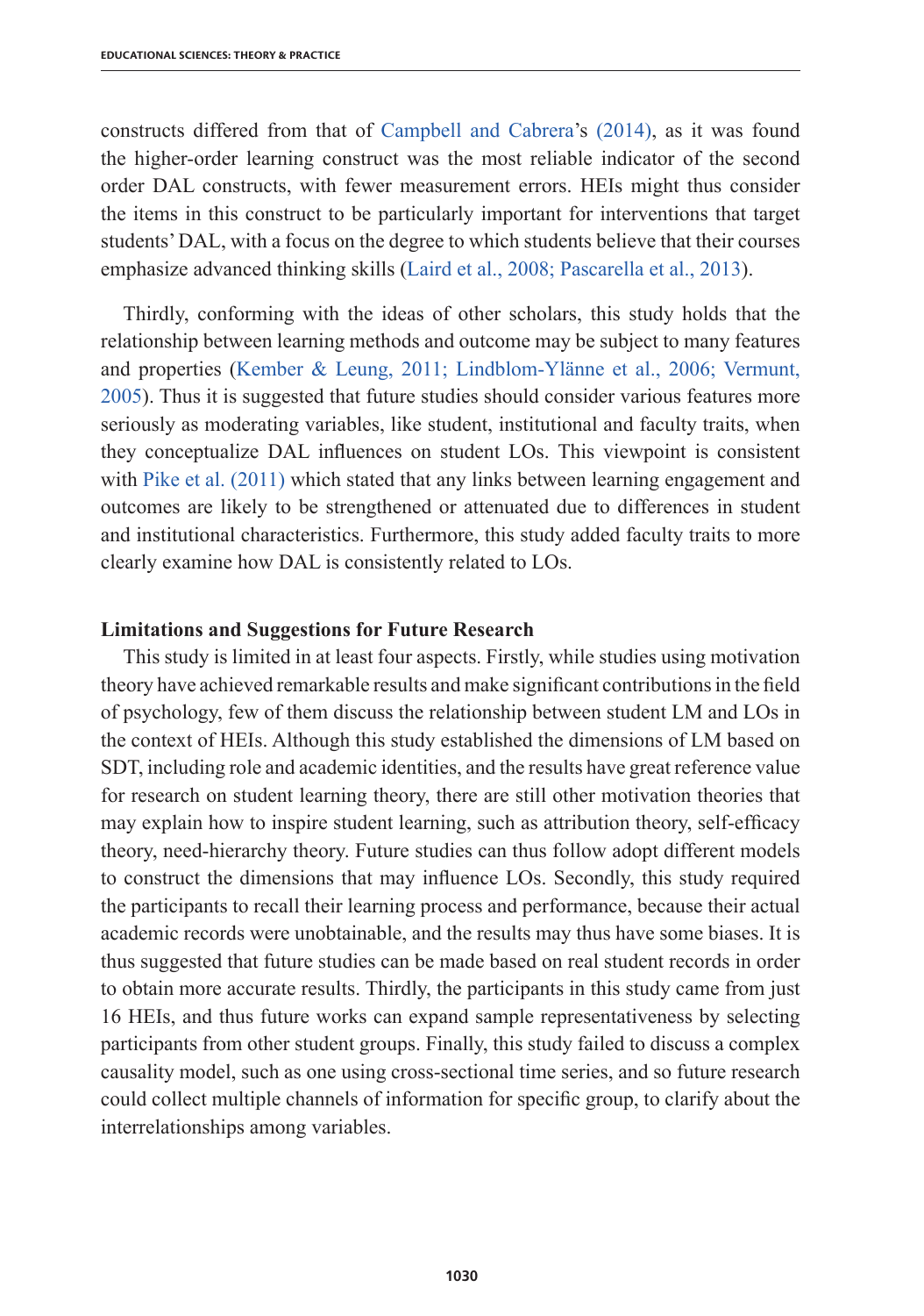constructs differed from that of Campbell and Cabrera's (2014), as it was found the higher-order learning construct was the most reliable indicator of the second order DAL constructs, with fewer measurement errors. HEIs might thus consider the items in this construct to be particularly important for interventions that target students' DAL, with a focus on the degree to which students believe that their courses emphasize advanced thinking skills (Laird et al., 2008; Pascarella et al., 2013).

Thirdly, conforming with the ideas of other scholars, this study holds that the relationship between learning methods and outcome may be subject to many features and properties (Kember & Leung, 2011; Lindblom-Ylänne et al., 2006; Vermunt, 2005). Thus it is suggested that future studies should consider various features more seriously as moderating variables, like student, institutional and faculty traits, when they conceptualize DAL influences on student LOs. This viewpoint is consistent with Pike et al. (2011) which stated that any links between learning engagement and outcomes are likely to be strengthened or attenuated due to differences in student and institutional characteristics. Furthermore, this study added faculty traits to more clearly examine how DAL is consistently related to LOs.

### Limitations and Suggestions for Future Research

This study is limited in at least four aspects. Firstly, while studies using motivation theory have achieved remarkable results and make significant contributions in the field of psychology, few of them discuss the relationship between student LM and LOs in the context of HEIs. Although this study established the dimensions of LM based on SDT, including role and academic identities, and the results have great reference value for research on student learning theory, there are still other motivation theories that may explain how to inspire student learning, such as attribution theory, self-efficacy theory, need-hierarchy theory. Future studies can thus follow adopt different models to construct the dimensions that may influence LOs. Secondly, this study required the participants to recall their learning process and performance, because their actual academic records were unobtainable, and the results may thus have some biases. It is thus suggested that future studies can be made based on real student records in order to obtain more accurate results. Thirdly, the participants in this study came from just 16 HEIs, and thus future works can expand sample representativeness by selecting participants from other student groups. Finally, this study failed to discuss a complex causality model, such as one using cross-sectional time series, and so future research could collect multiple channels of information for specific group, to clarify about the interrelationships among variables.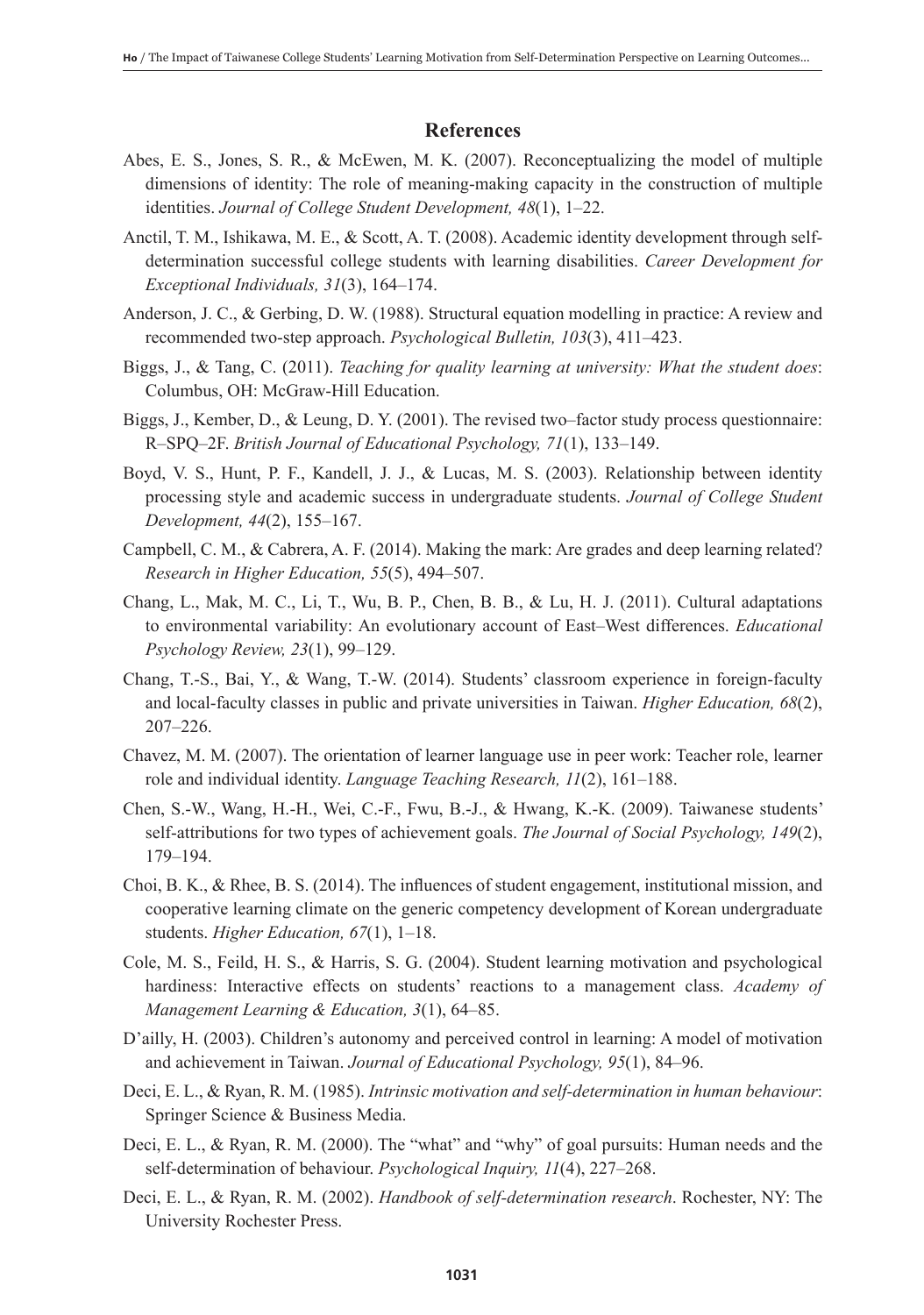## References

Abes, E. S., Jones, S. R., & McEwen, M. K. (2007). Reconceptualizing the model of multiple dimensions of identity: The role of meaning-making capacity in the construction of multiple identities. *Journal of College Student Development, 48*(1), 1–22.

Anctil, T. M., Ishikawa, M. E., & Scott, A. T. (2008). Academic identity development through self-determination successful college students with learning disabilities. *Career Development for Exceptional Individuals, 31*(3), 164–174.

Anderson, J. C., & Gerbing, D. W. (1988). Structural equation modelling in practice: A review and recommended two-step approach. *Psychological Bulletin, 103*(3), 411–423.

Biggs, J., & Tang, C. (2011). *Teaching for quality learning at university: What the student does*: Columbus, OH: McGraw-Hill Education.

Biggs, J., Kember, D., & Leung, D. Y. (2001). The revised two–factor study process questionnaire: R–SPQ–2F. *British Journal of Educational Psychology, 71*(1), 133–149.

Boyd, V. S., Hunt, P. F., Kandell, J. J., & Lucas, M. S. (2003). Relationship between identity processing style and academic success in undergraduate students. *Journal of College Student Development, 44*(2), 155–167.

Campbell, C. M., & Cabrera, A. F. (2014). Making the mark: Are grades and deep learning related? *Research in Higher Education, 55*(5), 494–507.

Chang, L., Mak, M. C., Li, T., Wu, B. P., Chen, B. B., & Lu, H. J. (2011). Cultural adaptations to environmental variability: An evolutionary account of East–West differences. *Educational Psychology Review, 23*(1), 99–129.

Chang, T.-S., Bai, Y., & Wang, T.-W. (2014). Students' classroom experience in foreign-faculty and local-faculty classes in public and private universities in Taiwan. *Higher Education, 68*(2), 207–226.

Chavez, M. M. (2007). The orientation of learner language use in peer work: Teacher role, learner role and individual identity. *Language Teaching Research, 11*(2), 161–188.

Chen, S.-W., Wang, H.-H., Wei, C.-F., Fwu, B.-J., & Hwang, K.-K. (2009). Taiwanese students' self-attributions for two types of achievement goals. *The Journal of Social Psychology, 149*(2), 179–194.

Choi, B. K., & Rhee, B. S. (2014). The influences of student engagement, institutional mission, and cooperative learning climate on the generic competency development of Korean undergraduate students. *Higher Education, 67*(1), 1–18.

Cole, M. S., Feild, H. S., & Harris, S. G. (2004). Student learning motivation and psychological hardiness: Interactive effects on students' reactions to a management class. *Academy of Management Learning & Education, 3*(1), 64–85.

D'ailly, H. (2003). Children's autonomy and perceived control in learning: A model of motivation and achievement in Taiwan. *Journal of Educational Psychology, 95*(1), 84–96.

Deci, E. L., & Ryan, R. M. (1985). *Intrinsic motivation and self-determination in human behaviour*: Springer Science & Business Media.

Deci, E. L., & Ryan, R. M. (2000). The "what" and "why" of goal pursuits: Human needs and the self-determination of behaviour. *Psychological Inquiry, 11*(4), 227–268.

Deci, E. L., & Ryan, R. M. (2002). *Handbook of self-determination research*. Rochester, NY: The University Rochester Press.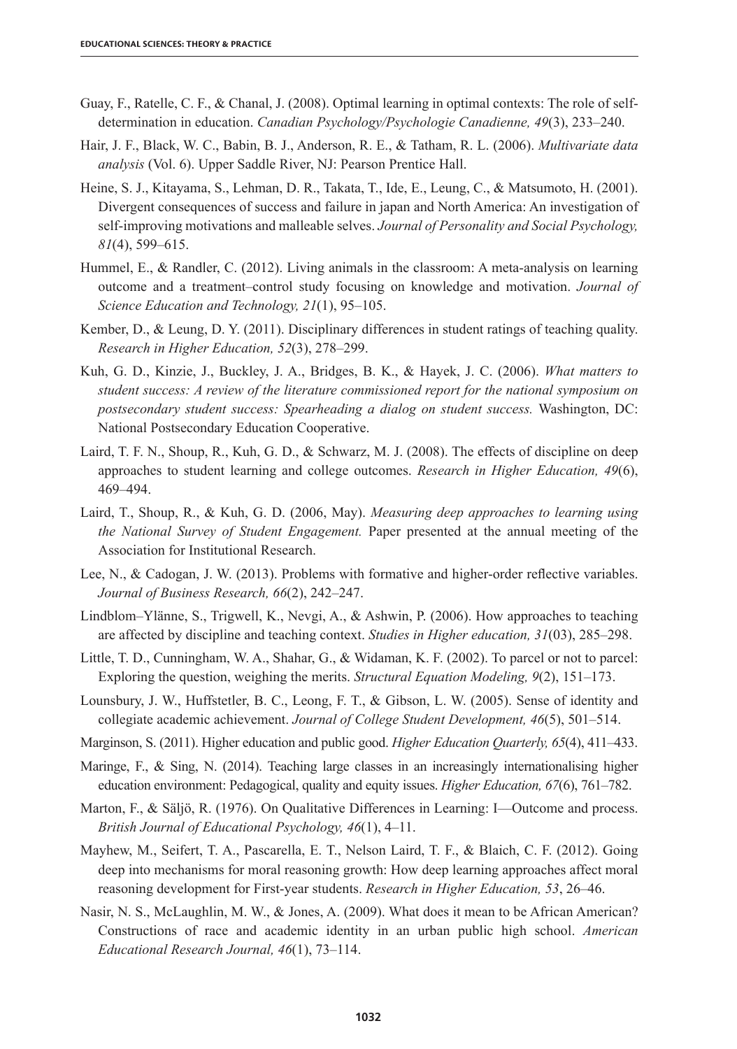Guay, F., Ratelle, C. F., & Chanal, J. (2008). Optimal learning in optimal contexts: The role of self-determination in education. *Canadian Psychology/Psychologie Canadienne, 49*(3), 233–240.

Hair, J. F., Black, W. C., Babin, B. J., Anderson, R. E., & Tatham, R. L. (2006). *Multivariate data analysis* (Vol. 6). Upper Saddle River, NJ: Pearson Prentice Hall.

Heine, S. J., Kitayama, S., Lehman, D. R., Takata, T., Ide, E., Leung, C., & Matsumoto, H. (2001). Divergent consequences of success and failure in japan and North America: An investigation of self-improving motivations and malleable selves. *Journal of Personality and Social Psychology, 81*(4), 599–615.

Hummel, E., & Randler, C. (2012). Living animals in the classroom: A meta-analysis on learning outcome and a treatment–control study focusing on knowledge and motivation. *Journal of Science Education and Technology, 21*(1), 95–105.

Kember, D., & Leung, D. Y. (2011). Disciplinary differences in student ratings of teaching quality. *Research in Higher Education, 52*(3), 278–299.

Kuh, G. D., Kinzie, J., Buckley, J. A., Bridges, B. K., & Hayek, J. C. (2006). *What matters to student success: A review of the literature commissioned report for the national symposium on postsecondary student success: Spearheading a dialog on student success.* Washington, DC: National Postsecondary Education Cooperative.

Laird, T. F. N., Shoup, R., Kuh, G. D., & Schwarz, M. J. (2008). The effects of discipline on deep approaches to student learning and college outcomes. *Research in Higher Education, 49*(6), 469–494.

Laird, T., Shoup, R., & Kuh, G. D. (2006, May). *Measuring deep approaches to learning using the National Survey of Student Engagement.* Paper presented at the annual meeting of the Association for Institutional Research.

Lee, N., & Cadogan, J. W. (2013). Problems with formative and higher-order reflective variables. *Journal of Business Research, 66*(2), 242–247.

Lindblom–Ylänne, S., Trigwell, K., Nevgi, A., & Ashwin, P. (2006). How approaches to teaching are affected by discipline and teaching context. *Studies in Higher education, 31*(03), 285–298.

Little, T. D., Cunningham, W. A., Shahar, G., & Widaman, K. F. (2002). To parcel or not to parcel: Exploring the question, weighing the merits. *Structural Equation Modeling, 9*(2), 151–173.

Lounsbury, J. W., Huffstetler, B. C., Leong, F. T., & Gibson, L. W. (2005). Sense of identity and collegiate academic achievement. *Journal of College Student Development, 46*(5), 501–514.

Marginson, S. (2011). Higher education and public good. *Higher Education Quarterly, 65*(4), 411–433.

Maringe, F., & Sing, N. (2014). Teaching large classes in an increasingly internationalising higher education environment: Pedagogical, quality and equity issues. *Higher Education, 67*(6), 761–782.

Marton, F., & Säljö, R. (1976). On Qualitative Differences in Learning: I—Outcome and process. *British Journal of Educational Psychology, 46*(1), 4–11.

Mayhew, M., Seifert, T. A., Pascarella, E. T., Nelson Laird, T. F., & Blaich, C. F. (2012). Going deep into mechanisms for moral reasoning growth: How deep learning approaches affect moral reasoning development for First-year students. *Research in Higher Education, 53*, 26–46.

Nasir, N. S., McLaughlin, M. W., & Jones, A. (2009). What does it mean to be African American? Constructions of race and academic identity in an urban public high school. *American Educational Research Journal, 46*(1), 73–114.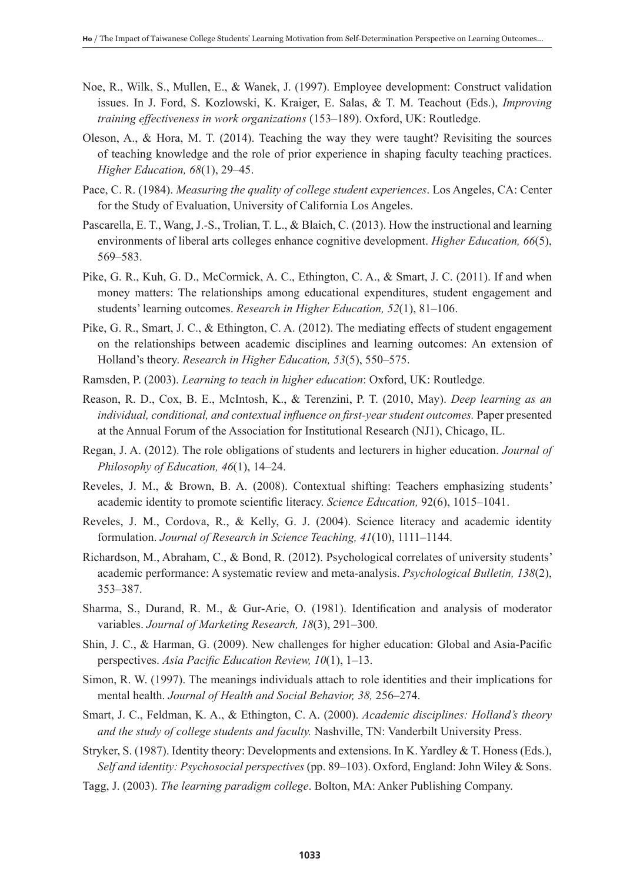Noe, R., Wilk, S., Mullen, E., & Wanek, J. (1997). Employee development: Construct validation issues. In J. Ford, S. Kozlowski, K. Kraiger, E. Salas, & T. M. Teachout (Eds.), *Improving training effectiveness in work organizations* (153–189). Oxford, UK: Routledge.

Oleson, A., & Hora, M. T. (2014). Teaching the way they were taught? Revisiting the sources of teaching knowledge and the role of prior experience in shaping faculty teaching practices. *Higher Education, 68*(1), 29–45.

Pace, C. R. (1984). *Measuring the quality of college student experiences*. Los Angeles, CA: Center for the Study of Evaluation, University of California Los Angeles.

Pascarella, E. T., Wang, J.-S., Trolian, T. L., & Blaich, C. (2013). How the instructional and learning environments of liberal arts colleges enhance cognitive development. *Higher Education, 66*(5), 569–583.

Pike, G. R., Kuh, G. D., McCormick, A. C., Ethington, C. A., & Smart, J. C. (2011). If and when money matters: The relationships among educational expenditures, student engagement and students' learning outcomes. *Research in Higher Education, 52*(1), 81–106.

Pike, G. R., Smart, J. C., & Ethington, C. A. (2012). The mediating effects of student engagement on the relationships between academic disciplines and learning outcomes: An extension of Holland's theory. *Research in Higher Education, 53*(5), 550–575.

Ramsden, P. (2003). *Learning to teach in higher education*: Oxford, UK: Routledge.

Reason, R. D., Cox, B. E., McIntosh, K., & Terenzini, P. T. (2010, May). *Deep learning as an individual, conditional, and contextual influence on first-year student outcomes.* Paper presented at the Annual Forum of the Association for Institutional Research (NJ1), Chicago, IL.

Regan, J. A. (2012). The role obligations of students and lecturers in higher education. *Journal of Philosophy of Education, 46*(1), 14–24.

Reveles, J. M., & Brown, B. A. (2008). Contextual shifting: Teachers emphasizing students' academic identity to promote scientific literacy. *Science Education,* 92(6), 1015–1041.

Reveles, J. M., Cordova, R., & Kelly, G. J. (2004). Science literacy and academic identity formulation. *Journal of Research in Science Teaching, 41*(10), 1111–1144.

Richardson, M., Abraham, C., & Bond, R. (2012). Psychological correlates of university students' academic performance: A systematic review and meta-analysis. *Psychological Bulletin, 138*(2), 353–387.

Sharma, S., Durand, R. M., & Gur-Arie, O. (1981). Identification and analysis of moderator variables. *Journal of Marketing Research, 18*(3), 291–300.

Shin, J. C., & Harman, G. (2009). New challenges for higher education: Global and Asia-Pacific perspectives. *Asia Pacific Education Review, 10*(1), 1–13.

Simon, R. W. (1997). The meanings individuals attach to role identities and their implications for mental health. *Journal of Health and Social Behavior, 38,* 256–274.

Smart, J. C., Feldman, K. A., & Ethington, C. A. (2000). *Academic disciplines: Holland's theory and the study of college students and faculty.* Nashville, TN: Vanderbilt University Press.

Stryker, S. (1987). Identity theory: Developments and extensions. In K. Yardley & T. Honess (Eds.), *Self and identity: Psychosocial perspectives* (pp. 89–103). Oxford, England: John Wiley & Sons.

Tagg, J. (2003). *The learning paradigm college*. Bolton, MA: Anker Publishing Company.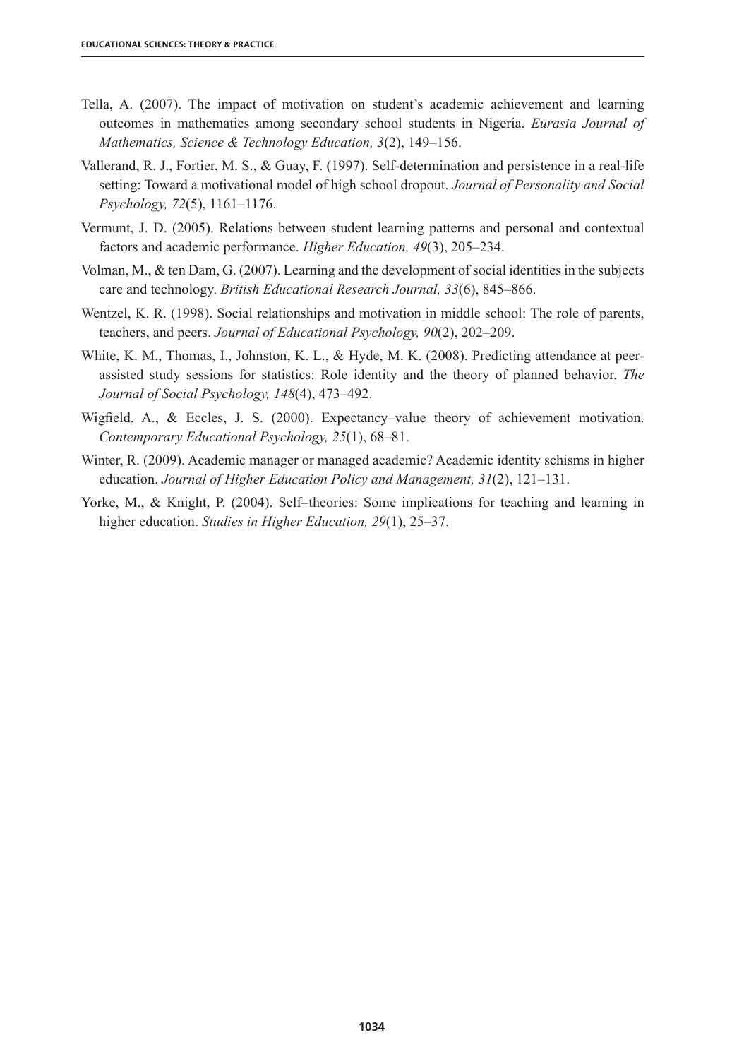Tella, A. (2007). The impact of motivation on student's academic achievement and learning outcomes in mathematics among secondary school students in Nigeria. *Eurasia Journal of Mathematics, Science & Technology Education, 3*(2), 149–156.

Vallerand, R. J., Fortier, M. S., & Guay, F. (1997). Self-determination and persistence in a real-life setting: Toward a motivational model of high school dropout. *Journal of Personality and Social Psychology, 72*(5), 1161–1176.

Vermunt, J. D. (2005). Relations between student learning patterns and personal and contextual factors and academic performance. *Higher Education, 49*(3), 205–234.

Volman, M., & ten Dam, G. (2007). Learning and the development of social identities in the subjects care and technology. *British Educational Research Journal, 33*(6), 845–866.

Wentzel, K. R. (1998). Social relationships and motivation in middle school: The role of parents, teachers, and peers. *Journal of Educational Psychology, 90*(2), 202–209.

White, K. M., Thomas, I., Johnston, K. L., & Hyde, M. K. (2008). Predicting attendance at peer-assisted study sessions for statistics: Role identity and the theory of planned behavior. *The Journal of Social Psychology, 148*(4), 473–492.

Wigfield, A., & Eccles, J. S. (2000). Expectancy–value theory of achievement motivation. *Contemporary Educational Psychology, 25*(1), 68–81.

Winter, R. (2009). Academic manager or managed academic? Academic identity schisms in higher education. *Journal of Higher Education Policy and Management, 31*(2), 121–131.

Yorke, M., & Knight, P. (2004). Self–theories: Some implications for teaching and learning in higher education. *Studies in Higher Education, 29*(1), 25–37.